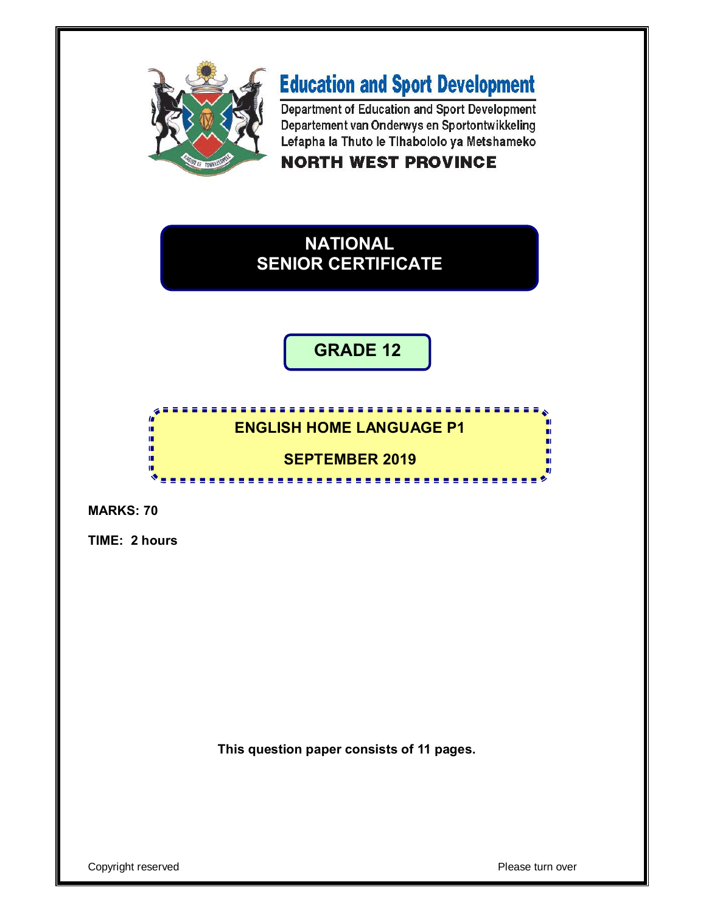# Education and Sport Development

Department of Education and Sport Development
Departement van Onderwys en Sportontwikkeling
Lefapha la Thuto le Tlhabololo ya Metshameko

**NORTH WEST PROVINCE**

# NATIONAL SENIOR CERTIFICATE

## GRADE 12

## ENGLISH HOME LANGUAGE P1

## SEPTEMBER 2019

**MARKS: 70**

**TIME: 2 hours**

**This question paper consists of 11 pages.**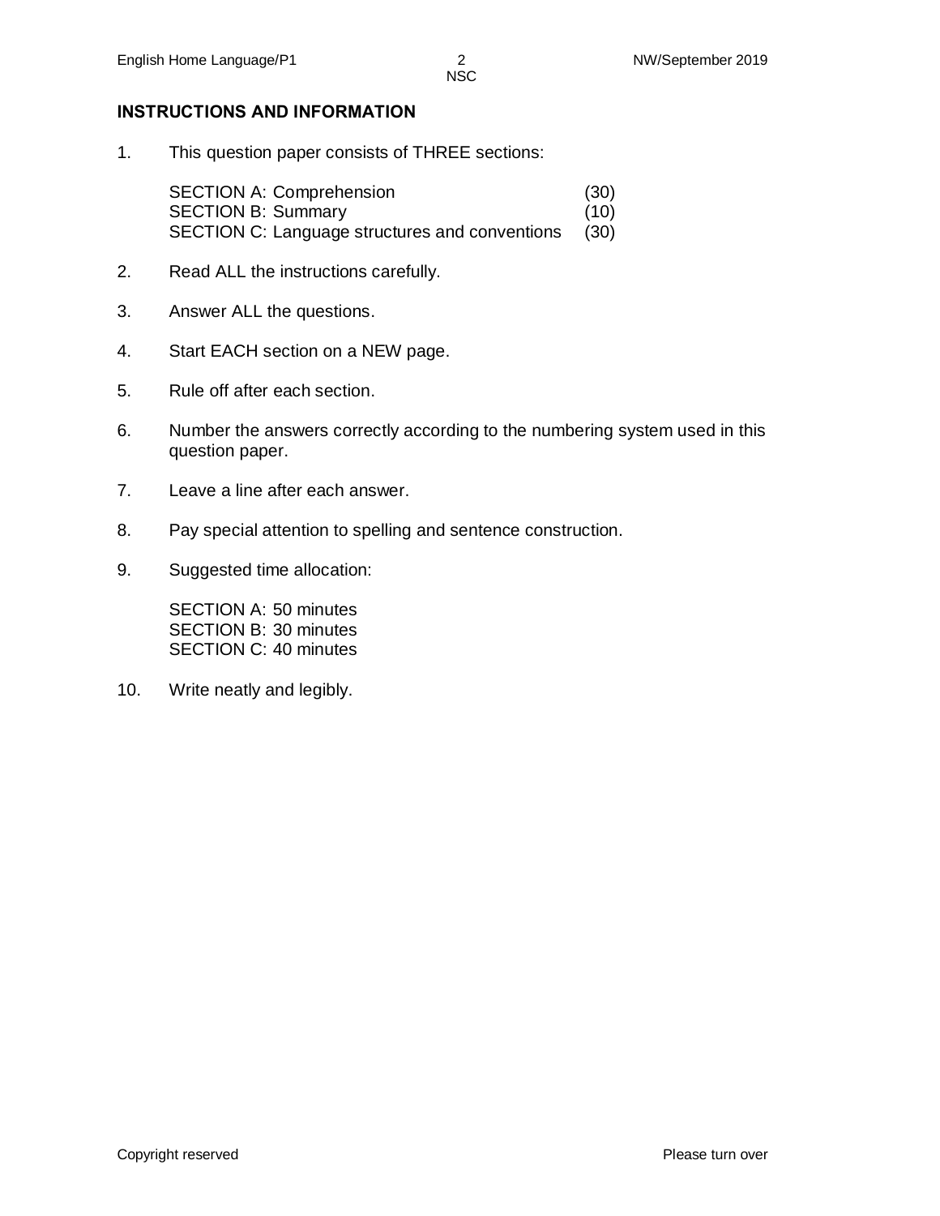## INSTRUCTIONS AND INFORMATION

1. This question paper consists of THREE sections:

   | | |
   |---|---|
   | SECTION A: Comprehension | (30) |
   | SECTION B: Summary | (10) |
   | SECTION C: Language structures and conventions | (30) |

2. Read ALL the instructions carefully.

3. Answer ALL the questions.

4. Start EACH section on a NEW page.

5. Rule off after each section.

6. Number the answers correctly according to the numbering system used in this question paper.

7. Leave a line after each answer.

8. Pay special attention to spelling and sentence construction.

9. Suggested time allocation:

   SECTION A: 50 minutes
   SECTION B: 30 minutes
   SECTION C: 40 minutes

10. Write neatly and legibly.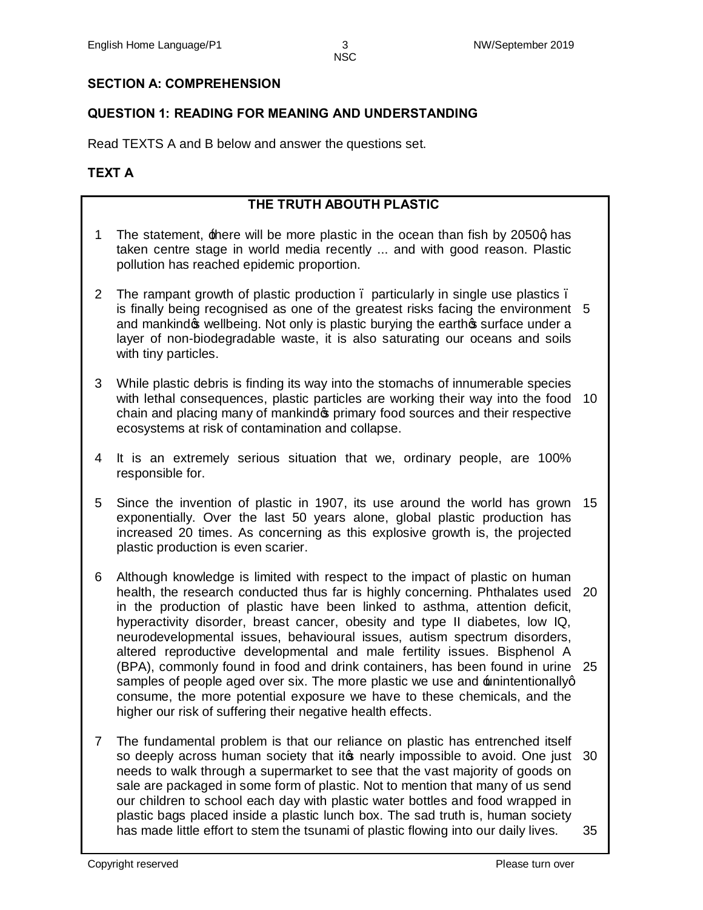## SECTION A: COMPREHENSION

### QUESTION 1: READING FOR MEANING AND UNDERSTANDING

Read TEXTS A and B below and answer the questions set.

### TEXT A

**THE TRUTH ABOUTH PLASTIC**

1 The statement, 'there will be more plastic in the ocean than fish by 2050', has taken centre stage in world media recently ... and with good reason. Plastic pollution has reached epidemic proportion.

2 The rampant growth of plastic production – particularly in single use plastics – is finally being recognised as one of the greatest risks facing the environment and mankind's wellbeing. Not only is plastic burying the earth's surface under a layer of non-biodegradable waste, it is also saturating our oceans and soils with tiny particles. (5)

3 While plastic debris is finding its way into the stomachs of innumerable species with lethal consequences, plastic particles are working their way into the food chain and placing many of mankind's primary food sources and their respective ecosystems at risk of contamination and collapse. (10)

4 It is an extremely serious situation that we, ordinary people, are 100% responsible for.

5 Since the invention of plastic in 1907, its use around the world has grown exponentially. Over the last 50 years alone, global plastic production has increased 20 times. As concerning as this explosive growth is, the projected plastic production is even scarier. (15)

6 Although knowledge is limited with respect to the impact of plastic on human health, the research conducted thus far is highly concerning. Phthalates used in the production of plastic have been linked to asthma, attention deficit, hyperactivity disorder, breast cancer, obesity and type II diabetes, low IQ, neurodevelopmental issues, behavioural issues, autism spectrum disorders, altered reproductive developmental and male fertility issues. Bisphenol A (BPA), commonly found in food and drink containers, has been found in urine samples of people aged over six. The more plastic we use and 'unintentionally' consume, the more potential exposure we have to these chemicals, and the higher our risk of suffering their negative health effects. (20) (25)

7 The fundamental problem is that our reliance on plastic has entrenched itself so deeply across human society that it's nearly impossible to avoid. One just needs to walk through a supermarket to see that the vast majority of goods on sale are packaged in some form of plastic. Not to mention that many of us send our children to school each day with plastic water bottles and food wrapped in plastic bags placed inside a plastic lunch box. The sad truth is, human society has made little effort to stem the tsunami of plastic flowing into our daily lives. (30) (35)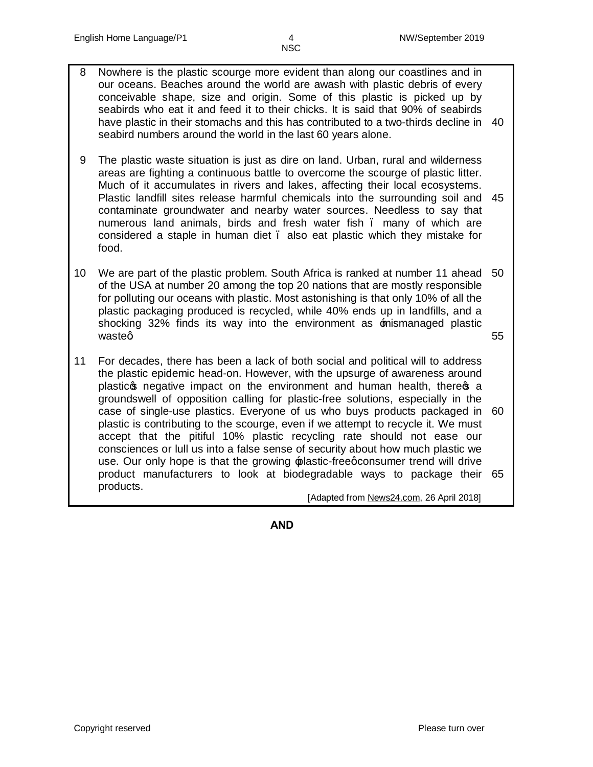8 Nowhere is the plastic scourge more evident than along our coastlines and in our oceans. Beaches around the world are awash with plastic debris of every conceivable shape, size and origin. Some of this plastic is picked up by seabirds who eat it and feed it to their chicks. It is said that 90% of seabirds have plastic in their stomachs and this has contributed to a two-thirds decline in seabird numbers around the world in the last 60 years alone. 40

9 The plastic waste situation is just as dire on land. Urban, rural and wilderness areas are fighting a continuous battle to overcome the scourge of plastic litter. Much of it accumulates in rivers and lakes, affecting their local ecosystems. Plastic landfill sites release harmful chemicals into the surrounding soil and contaminate groundwater and nearby water sources. Needless to say that numerous land animals, birds and fresh water fish – many of which are considered a staple in human diet – also eat plastic which they mistake for food. 45

10 We are part of the plastic problem. South Africa is ranked at number 11 ahead of the USA at number 20 among the top 20 nations that are mostly responsible for polluting our oceans with plastic. Most astonishing is that only 10% of all the plastic packaging produced is recycled, while 40% ends up in landfills, and a shocking 32% finds its way into the environment as 'mismanaged plastic waste'. 50 55

11 For decades, there has been a lack of both social and political will to address the plastic epidemic head-on. However, with the upsurge of awareness around plastic's negative impact on the environment and human health, there's a groundswell of opposition calling for plastic-free solutions, especially in the case of single-use plastics. Everyone of us who buys products packaged in plastic is contributing to the scourge, even if we attempt to recycle it. We must accept that the pitiful 10% plastic recycling rate should not ease our consciences or lull us into a false sense of security about how much plastic we use. Our only hope is that the growing 'plastic-free' consumer trend will drive product manufacturers to look at biodegradable ways to package their products. 60 65

[Adapted from News24.com, 26 April 2018]

**AND**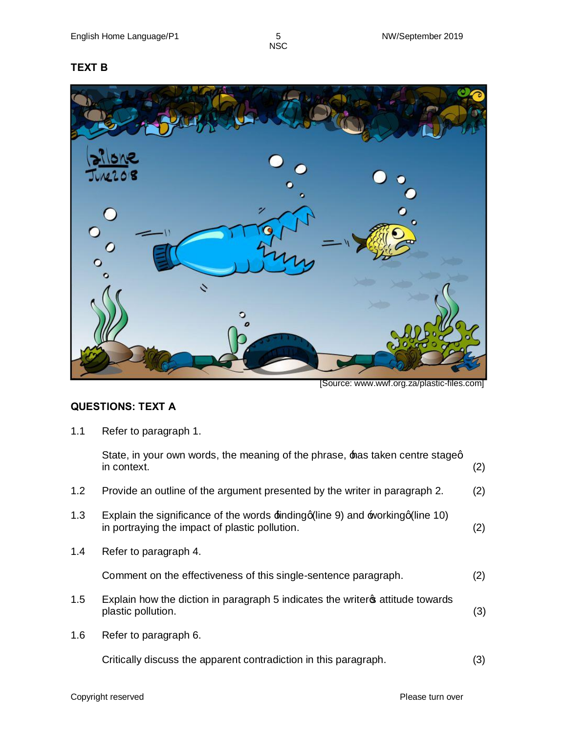**TEXT B**

[Source: www.wwf.org.za/plastic-files.com]

## QUESTIONS: TEXT A

1.1 Refer to paragraph 1.

State, in your own words, the meaning of the phrase, 'has taken centre stage' in context. (2)

1.2 Provide an outline of the argument presented by the writer in paragraph 2. (2)

1.3 Explain the significance of the words 'finding' (line 9) and 'working' (line 10) in portraying the impact of plastic pollution. (2)

1.4 Refer to paragraph 4.

Comment on the effectiveness of this single-sentence paragraph. (2)

1.5 Explain how the diction in paragraph 5 indicates the writer's attitude towards plastic pollution. (3)

1.6 Refer to paragraph 6.

Critically discuss the apparent contradiction in this paragraph. (3)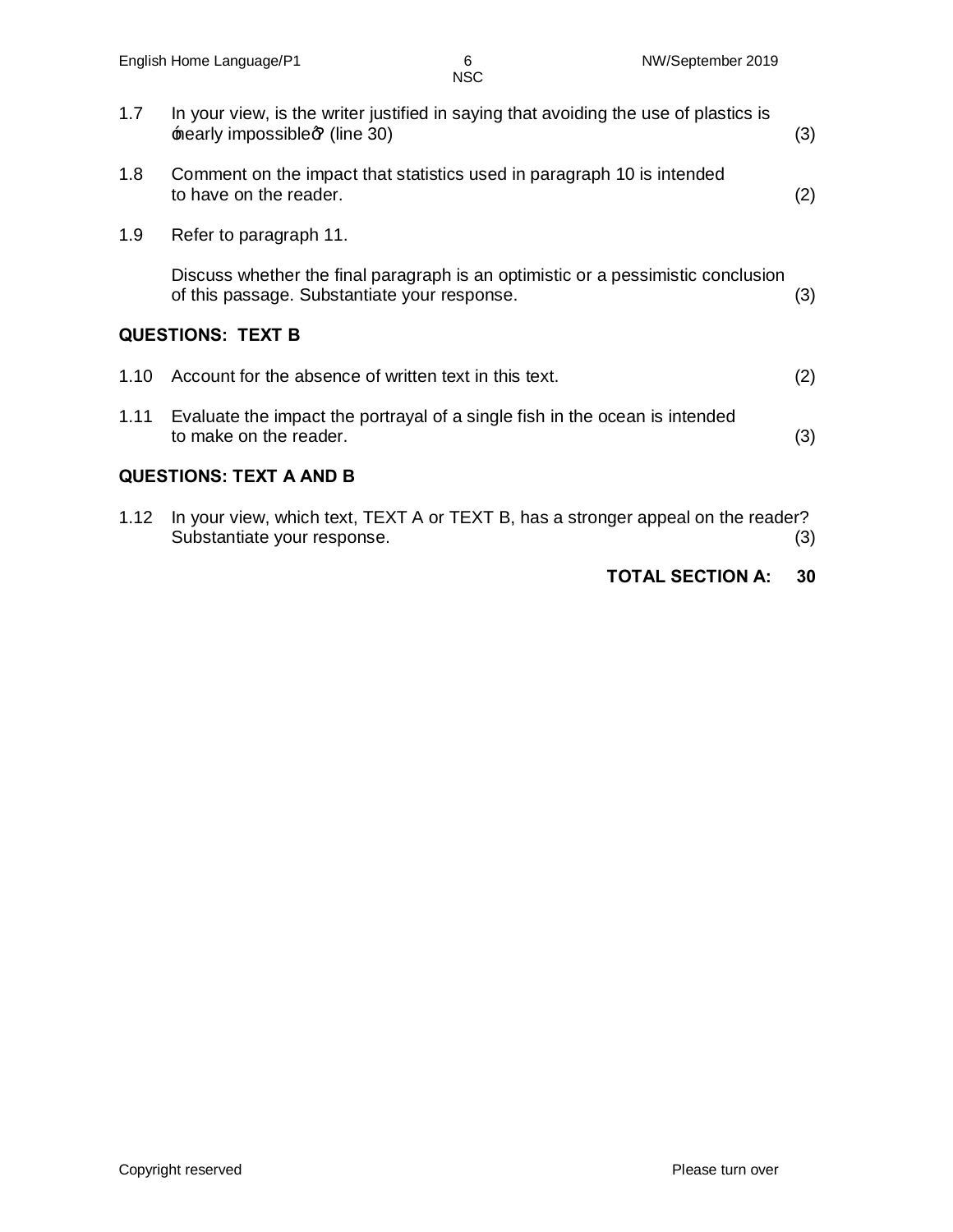1.7 In your view, is the writer justified in saying that avoiding the use of plastics is 'nearly impossible'? (line 30) (3)

1.8 Comment on the impact that statistics used in paragraph 10 is intended to have on the reader. (2)

1.9 Refer to paragraph 11.

Discuss whether the final paragraph is an optimistic or a pessimistic conclusion of this passage. Substantiate your response. (3)

**QUESTIONS: TEXT B**

1.10 Account for the absence of written text in this text. (2)

1.11 Evaluate the impact the portrayal of a single fish in the ocean is intended to make on the reader. (3)

**QUESTIONS: TEXT A AND B**

1.12 In your view, which text, TEXT A or TEXT B, has a stronger appeal on the reader? Substantiate your response. (3)

**TOTAL SECTION A: 30**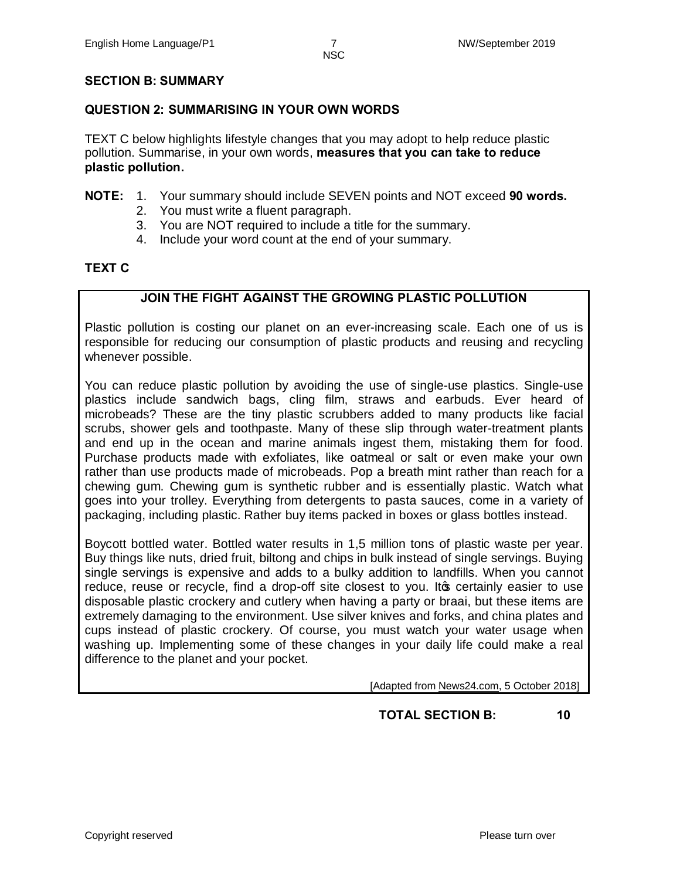## SECTION B: SUMMARY

### QUESTION 2: SUMMARISING IN YOUR OWN WORDS

TEXT C below highlights lifestyle changes that you may adopt to help reduce plastic pollution. Summarise, in your own words, **measures that you can take to reduce plastic pollution.**

**NOTE:**
1. Your summary should include SEVEN points and NOT exceed **90 words.**
2. You must write a fluent paragraph.
3. You are NOT required to include a title for the summary.
4. Include your word count at the end of your summary.

### TEXT C

**JOIN THE FIGHT AGAINST THE GROWING PLASTIC POLLUTION**

Plastic pollution is costing our planet on an ever-increasing scale. Each one of us is responsible for reducing our consumption of plastic products and reusing and recycling whenever possible.

You can reduce plastic pollution by avoiding the use of single-use plastics. Single-use plastics include sandwich bags, cling film, straws and earbuds. Ever heard of microbeads? These are the tiny plastic scrubbers added to many products like facial scrubs, shower gels and toothpaste. Many of these slip through water-treatment plants and end up in the ocean and marine animals ingest them, mistaking them for food. Purchase products made with exfoliates, like oatmeal or salt or even make your own rather than use products made of microbeads. Pop a breath mint rather than reach for a chewing gum. Chewing gum is synthetic rubber and is essentially plastic. Watch what goes into your trolley. Everything from detergents to pasta sauces, come in a variety of packaging, including plastic. Rather buy items packed in boxes or glass bottles instead.

Boycott bottled water. Bottled water results in 1,5 million tons of plastic waste per year. Buy things like nuts, dried fruit, biltong and chips in bulk instead of single servings. Buying single servings is expensive and adds to a bulky addition to landfills. When you cannot reduce, reuse or recycle, find a drop-off site closest to you. It's certainly easier to use disposable plastic crockery and cutlery when having a party or braai, but these items are extremely damaging to the environment. Use silver knives and forks, and china plates and cups instead of plastic crockery. Of course, you must watch your water usage when washing up. Implementing some of these changes in your daily life could make a real difference to the planet and your pocket.

[Adapted from News24.com, 5 October 2018]

**TOTAL SECTION B: 10**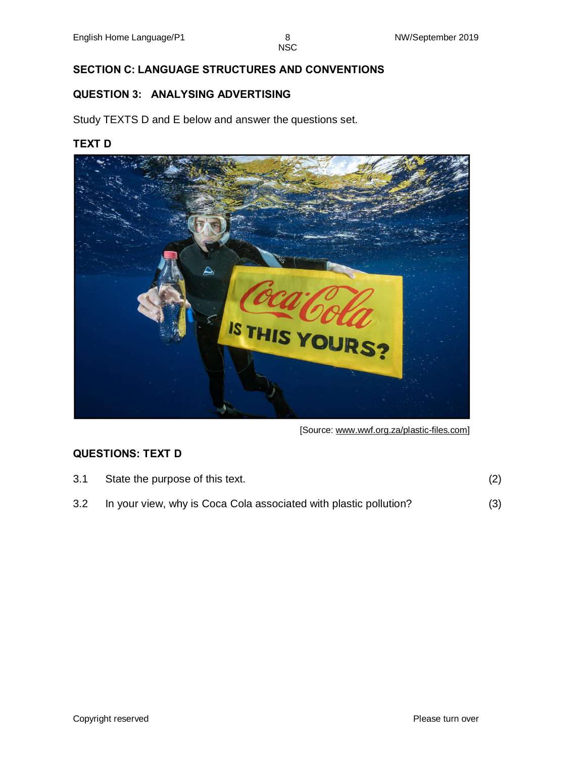## SECTION C: LANGUAGE STRUCTURES AND CONVENTIONS

### QUESTION 3: ANALYSING ADVERTISING

Study TEXTS D and E below and answer the questions set.

**TEXT D**

[Source: www.wwf.org.za/plastic-files.com]

**QUESTIONS: TEXT D**

3.1 State the purpose of this text. (2)

3.2 In your view, why is Coca Cola associated with plastic pollution? (3)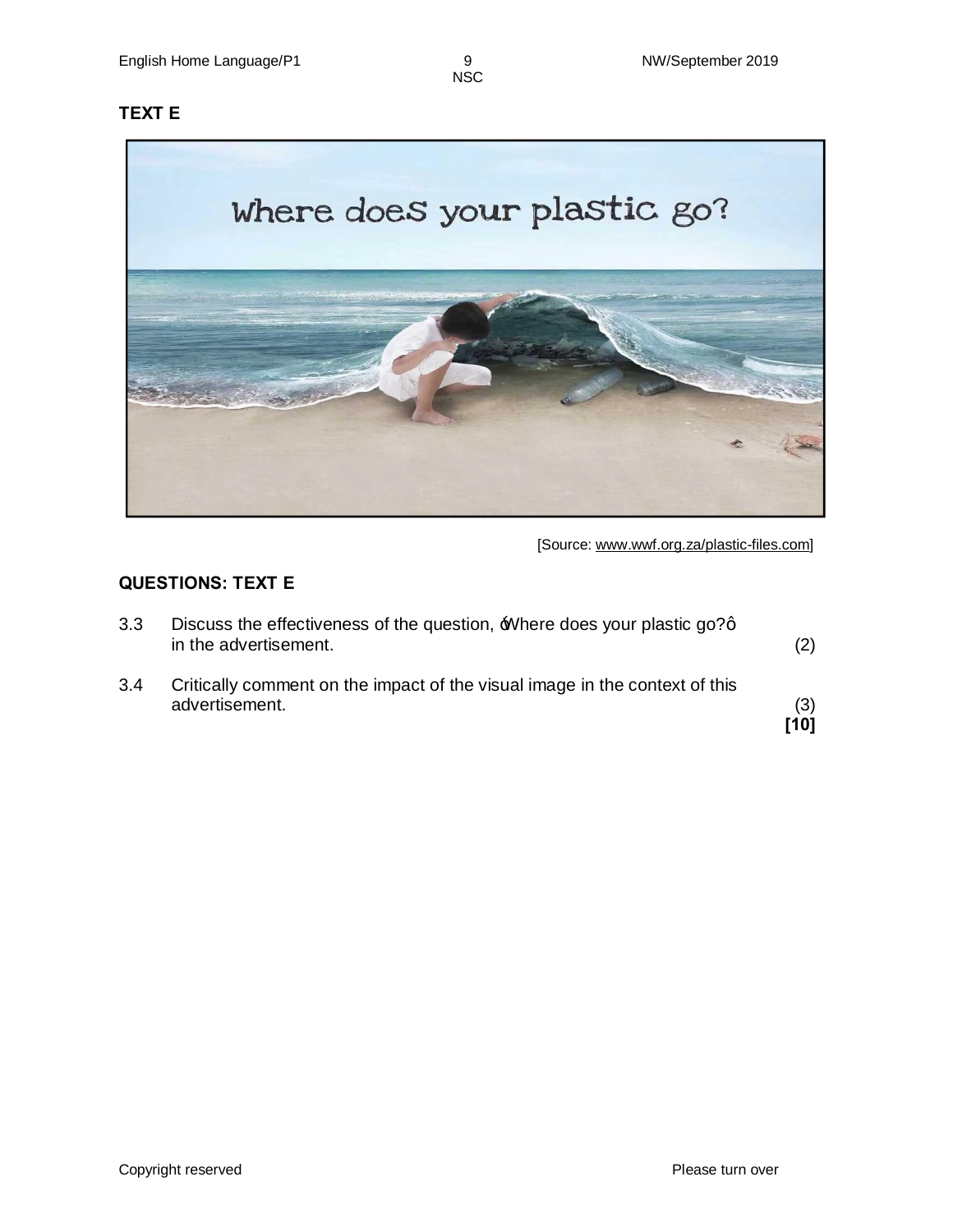**TEXT E**

[Source: www.wwf.org.za/plastic-files.com]

**QUESTIONS: TEXT E**

3.3 Discuss the effectiveness of the question, 'Where does your plastic go?' in the advertisement. (2)

3.4 Critically comment on the impact of the visual image in the context of this advertisement. (3)
**[10]**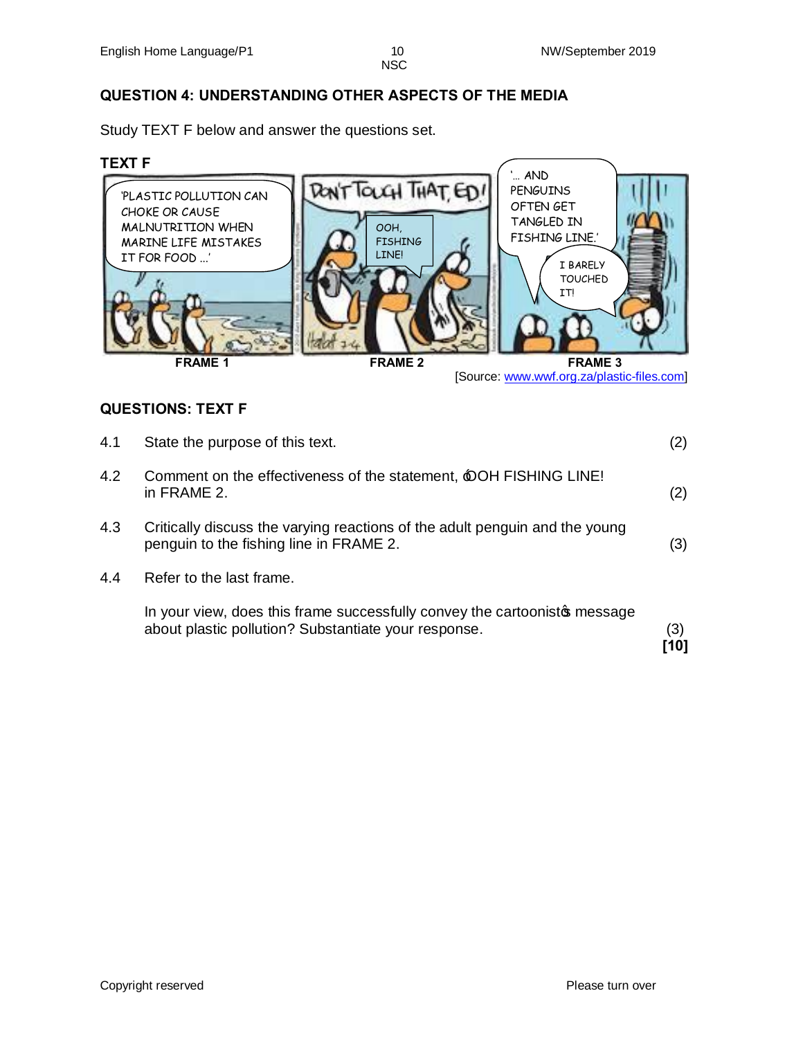## QUESTION 4: UNDERSTANDING OTHER ASPECTS OF THE MEDIA

Study TEXT F below and answer the questions set.

### TEXT F

**FRAME 1**

'PLASTIC POLLUTION CAN CHOKE OR CAUSE MALNUTRITION WHEN MARINE LIFE MISTAKES IT FOR FOOD ...'

**FRAME 2**

DON'T TOUCH THAT, ED!

OOH, FISHING LINE!

**FRAME 3**

'... AND PENGUINS OFTEN GET TANGLED IN FISHING LINE.'

I BARELY TOUCHED IT!

[Source: www.wwf.org.za/plastic-files.com]

### QUESTIONS: TEXT F

4.1 State the purpose of this text. (2)

4.2 Comment on the effectiveness of the statement, 'OOH FISHING LINE!' in FRAME 2. (2)

4.3 Critically discuss the varying reactions of the adult penguin and the young penguin to the fishing line in FRAME 2. (3)

4.4 Refer to the last frame.

In your view, does this frame successfully convey the cartoonist's message about plastic pollution? Substantiate your response. (3)

**[10]**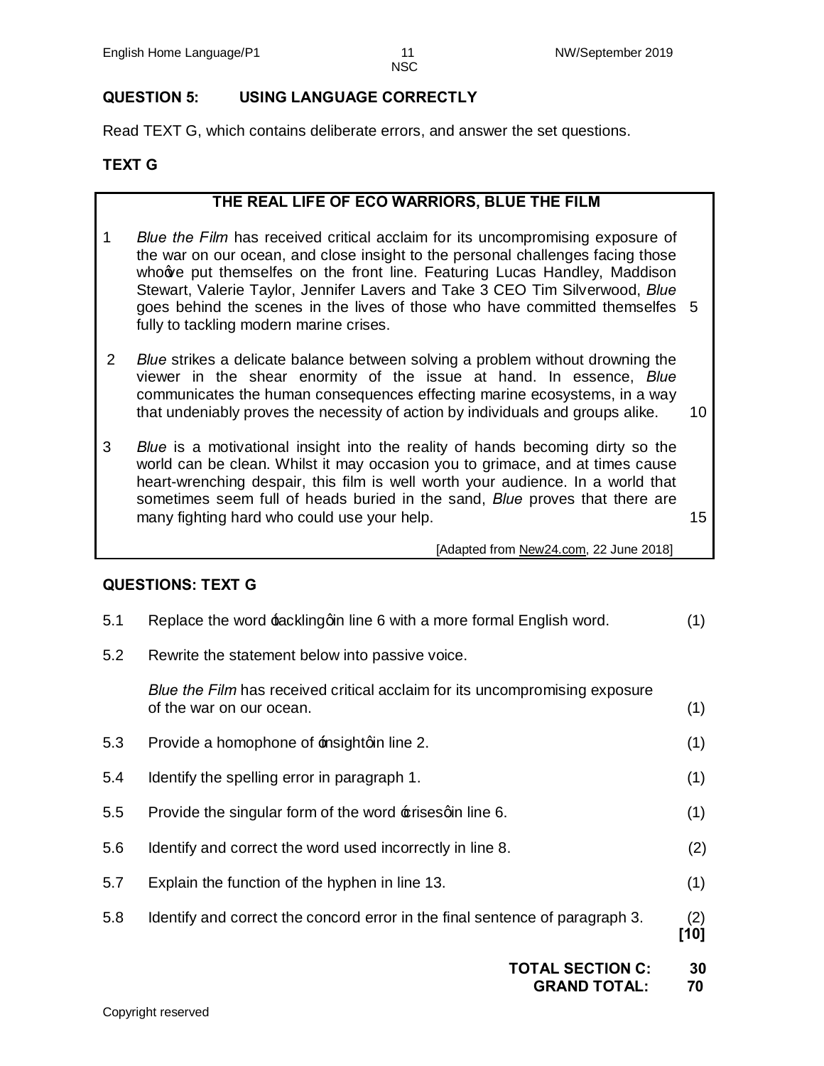## QUESTION 5: USING LANGUAGE CORRECTLY

Read TEXT G, which contains deliberate errors, and answer the set questions.

### TEXT G

**THE REAL LIFE OF ECO WARRIORS, BLUE THE FILM**

1 *Blue the Film* has received critical acclaim for its uncompromising exposure of the war on our ocean, and close insight to the personal challenges facing those who've put themselfes on the front line. Featuring Lucas Handley, Maddison Stewart, Valerie Taylor, Jennifer Lavers and Take 3 CEO Tim Silverwood, *Blue* goes behind the scenes in the lives of those who have committed themselfes fully to tackling modern marine crises. 5

2 *Blue* strikes a delicate balance between solving a problem without drowning the viewer in the shear enormity of the issue at hand. In essence, *Blue* communicates the human consequences effecting marine ecosystems, in a way that undeniably proves the necessity of action by individuals and groups alike. 10

3 *Blue* is a motivational insight into the reality of hands becoming dirty so the world can be clean. Whilst it may occasion you to grimace, and at times cause heart-wrenching despair, this film is well worth your audience. In a world that sometimes seem full of heads buried in the sand, *Blue* proves that there are many fighting hard who could use your help. 15

[Adapted from New24.com, 22 June 2018]

### QUESTIONS: TEXT G

5.1 Replace the word 'tackling' in line 6 with a more formal English word. (1)

5.2 Rewrite the statement below into passive voice.

*Blue the Film* has received critical acclaim for its uncompromising exposure of the war on our ocean. (1)

5.3 Provide a homophone of 'insight' in line 2. (1)

5.4 Identify the spelling error in paragraph 1. (1)

5.5 Provide the singular form of the word 'crises' in line 6. (1)

5.6 Identify and correct the word used incorrectly in line 8. (2)

5.7 Explain the function of the hyphen in line 13. (1)

5.8 Identify and correct the concord error in the final sentence of paragraph 3. (2)
**[10]**

**TOTAL SECTION C: 30**
**GRAND TOTAL: 70**